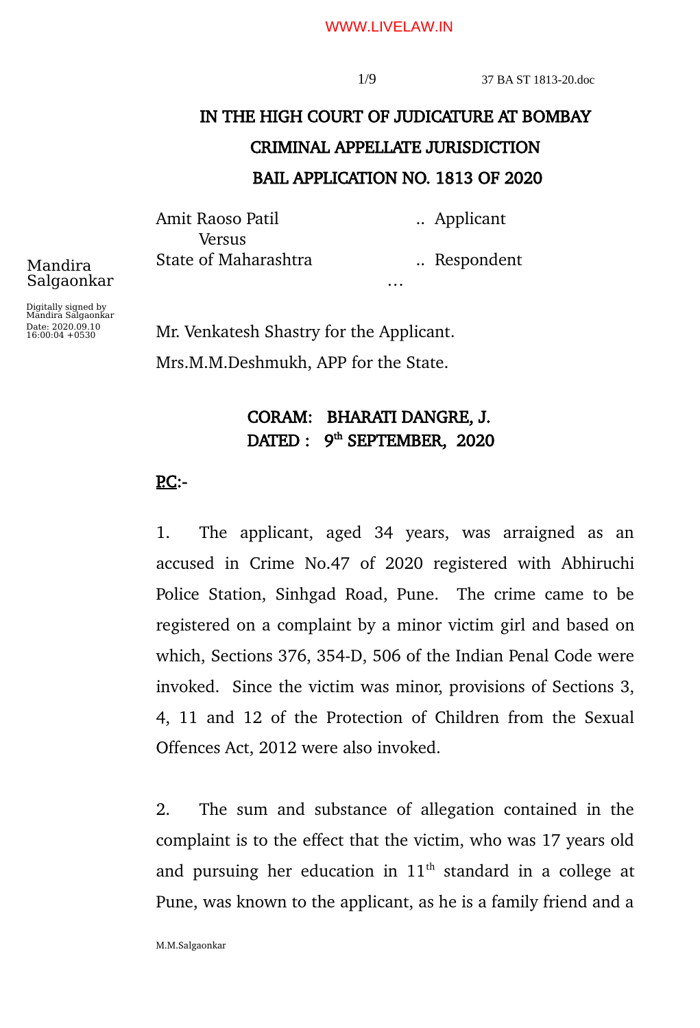# IN THE HIGH COURT OF JUDICATURE AT BOMBAY

## CRIMINAL APPELLATE JURISDICTION

## BAIL APPLICATION NO. 1813 OF 2020

Amit Raoso Patil .. Applicant

Versus

State of Maharashtra .. Respondent

…

Mr. Venkatesh Shastry for the Applicant.

Mrs.M.M.Deshmukh, APP for the State.

**CORAM: BHARATI DANGRE, J.**

**DATED : 9th SEPTEMBER, 2020**

**P.C:-**

1. The applicant, aged 34 years, was arraigned as an accused in Crime No.47 of 2020 registered with Abhiruchi Police Station, Sinhgad Road, Pune. The crime came to be registered on a complaint by a minor victim girl and based on which, Sections 376, 354-D, 506 of the Indian Penal Code were invoked. Since the victim was minor, provisions of Sections 3, 4, 11 and 12 of the Protection of Children from the Sexual Offences Act, 2012 were also invoked.

2. The sum and substance of allegation contained in the complaint is to the effect that the victim, who was 17 years old and pursuing her education in 11th standard in a college at Pune, was known to the applicant, as he is a family friend and a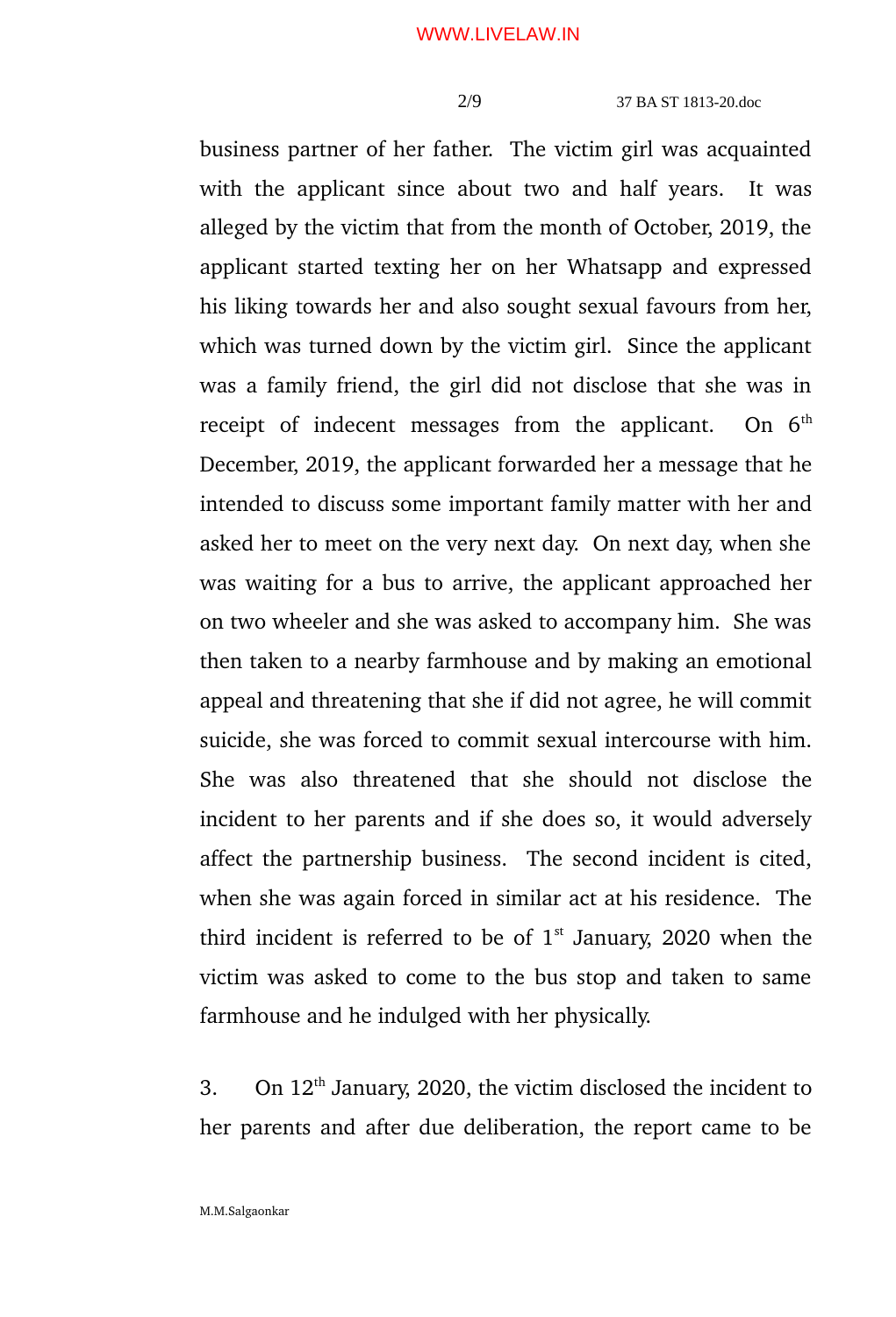business partner of her father. The victim girl was acquainted with the applicant since about two and half years. It was alleged by the victim that from the month of October, 2019, the applicant started texting her on her Whatsapp and expressed his liking towards her and also sought sexual favours from her, which was turned down by the victim girl. Since the applicant was a family friend, the girl did not disclose that she was in receipt of indecent messages from the applicant. On 6th December, 2019, the applicant forwarded her a message that he intended to discuss some important family matter with her and asked her to meet on the very next day. On next day, when she was waiting for a bus to arrive, the applicant approached her on two wheeler and she was asked to accompany him. She was then taken to a nearby farmhouse and by making an emotional appeal and threatening that she if did not agree, he will commit suicide, she was forced to commit sexual intercourse with him. She was also threatened that she should not disclose the incident to her parents and if she does so, it would adversely affect the partnership business. The second incident is cited, when she was again forced in similar act at his residence. The third incident is referred to be of 1st January, 2020 when the victim was asked to come to the bus stop and taken to same farmhouse and he indulged with her physically.

3. On 12th January, 2020, the victim disclosed the incident to her parents and after due deliberation, the report came to be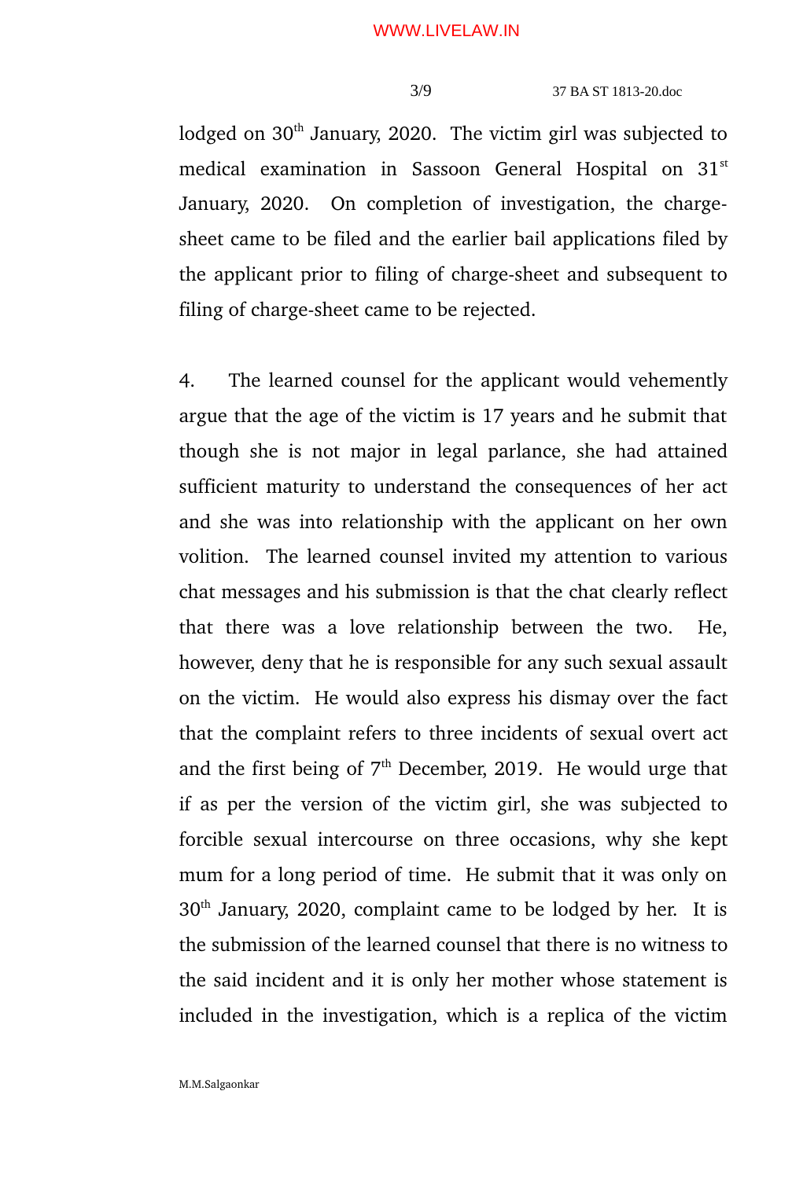lodged on 30th January, 2020. The victim girl was subjected to medical examination in Sassoon General Hospital on 31st January, 2020. On completion of investigation, the charge-sheet came to be filed and the earlier bail applications filed by the applicant prior to filing of charge-sheet and subsequent to filing of charge-sheet came to be rejected.

4. The learned counsel for the applicant would vehemently argue that the age of the victim is 17 years and he submit that though she is not major in legal parlance, she had attained sufficient maturity to understand the consequences of her act and she was into relationship with the applicant on her own volition. The learned counsel invited my attention to various chat messages and his submission is that the chat clearly reflect that there was a love relationship between the two. He, however, deny that he is responsible for any such sexual assault on the victim. He would also express his dismay over the fact that the complaint refers to three incidents of sexual overt act and the first being of 7th December, 2019. He would urge that if as per the version of the victim girl, she was subjected to forcible sexual intercourse on three occasions, why she kept mum for a long period of time. He submit that it was only on 30th January, 2020, complaint came to be lodged by her. It is the submission of the learned counsel that there is no witness to the said incident and it is only her mother whose statement is included in the investigation, which is a replica of the victim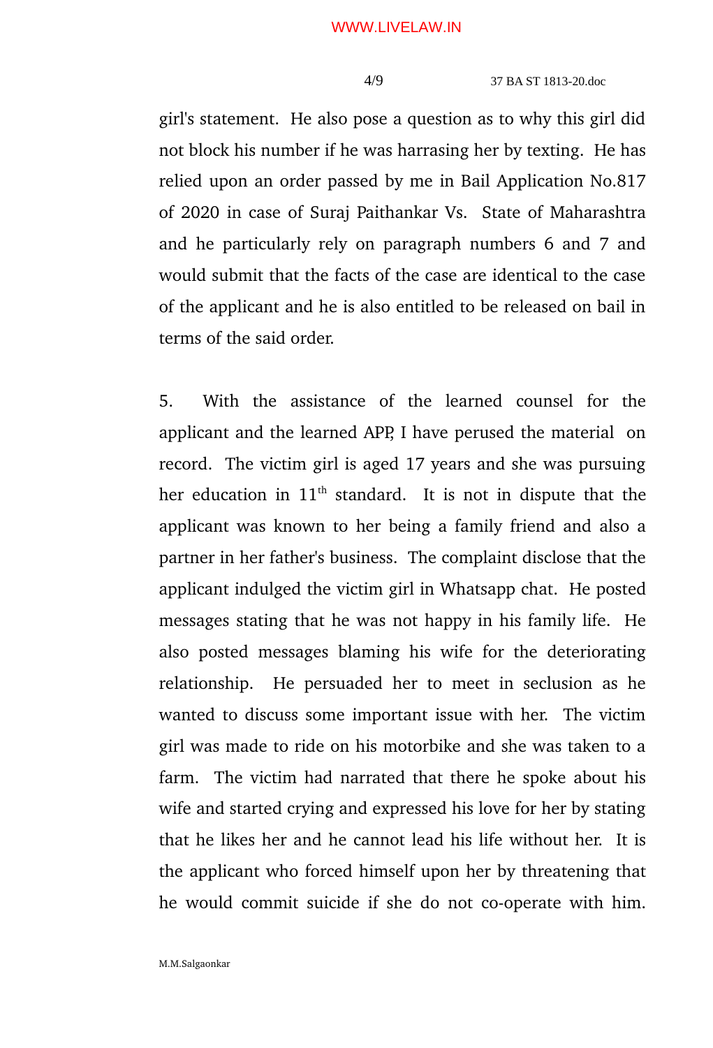girl's statement. He also pose a question as to why this girl did not block his number if he was harrasing her by texting. He has relied upon an order passed by me in Bail Application No.817 of 2020 in case of Suraj Paithankar Vs. State of Maharashtra and he particularly rely on paragraph numbers 6 and 7 and would submit that the facts of the case are identical to the case of the applicant and he is also entitled to be released on bail in terms of the said order.

5. With the assistance of the learned counsel for the applicant and the learned APP, I have perused the material on record. The victim girl is aged 17 years and she was pursuing her education in 11th standard. It is not in dispute that the applicant was known to her being a family friend and also a partner in her father's business. The complaint disclose that the applicant indulged the victim girl in Whatsapp chat. He posted messages stating that he was not happy in his family life. He also posted messages blaming his wife for the deteriorating relationship. He persuaded her to meet in seclusion as he wanted to discuss some important issue with her. The victim girl was made to ride on his motorbike and she was taken to a farm. The victim had narrated that there he spoke about his wife and started crying and expressed his love for her by stating that he likes her and he cannot lead his life without her. It is the applicant who forced himself upon her by threatening that he would commit suicide if she do not co-operate with him.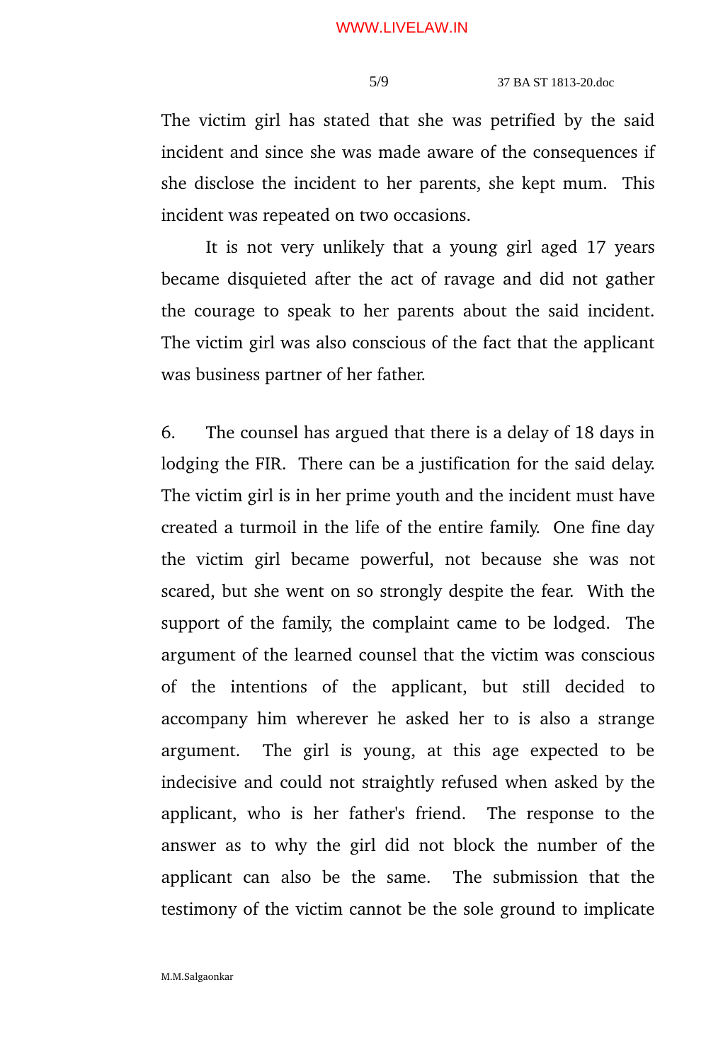The victim girl has stated that she was petrified by the said incident and since she was made aware of the consequences if she disclose the incident to her parents, she kept mum. This incident was repeated on two occasions.

It is not very unlikely that a young girl aged 17 years became disquieted after the act of ravage and did not gather the courage to speak to her parents about the said incident. The victim girl was also conscious of the fact that the applicant was business partner of her father.

6. The counsel has argued that there is a delay of 18 days in lodging the FIR. There can be a justification for the said delay. The victim girl is in her prime youth and the incident must have created a turmoil in the life of the entire family. One fine day the victim girl became powerful, not because she was not scared, but she went on so strongly despite the fear. With the support of the family, the complaint came to be lodged. The argument of the learned counsel that the victim was conscious of the intentions of the applicant, but still decided to accompany him wherever he asked her to is also a strange argument. The girl is young, at this age expected to be indecisive and could not straightly refused when asked by the applicant, who is her father's friend. The response to the answer as to why the girl did not block the number of the applicant can also be the same. The submission that the testimony of the victim cannot be the sole ground to implicate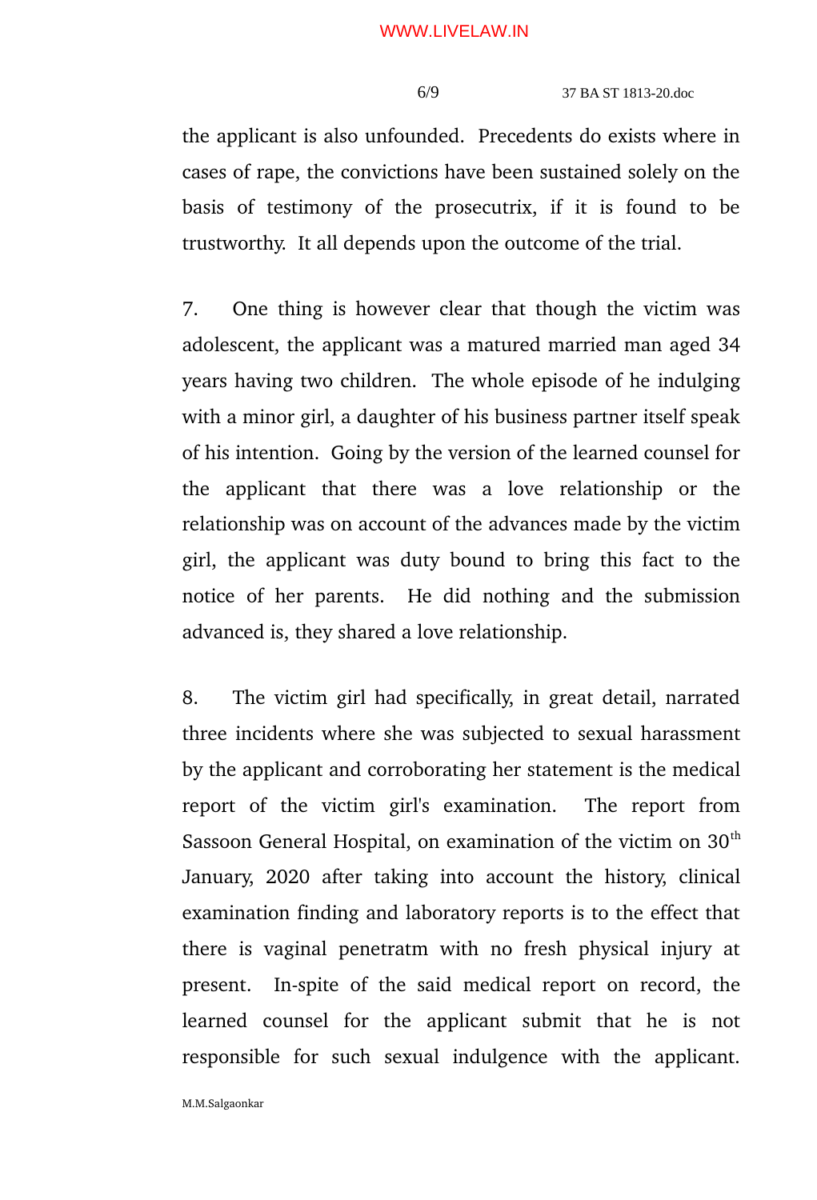the applicant is also unfounded. Precedents do exists where in cases of rape, the convictions have been sustained solely on the basis of testimony of the prosecutrix, if it is found to be trustworthy. It all depends upon the outcome of the trial.

7. One thing is however clear that though the victim was adolescent, the applicant was a matured married man aged 34 years having two children. The whole episode of he indulging with a minor girl, a daughter of his business partner itself speak of his intention. Going by the version of the learned counsel for the applicant that there was a love relationship or the relationship was on account of the advances made by the victim girl, the applicant was duty bound to bring this fact to the notice of her parents. He did nothing and the submission advanced is, they shared a love relationship.

8. The victim girl had specifically, in great detail, narrated three incidents where she was subjected to sexual harassment by the applicant and corroborating her statement is the medical report of the victim girl's examination. The report from Sassoon General Hospital, on examination of the victim on 30th January, 2020 after taking into account the history, clinical examination finding and laboratory reports is to the effect that there is vaginal penetratm with no fresh physical injury at present. In-spite of the said medical report on record, the learned counsel for the applicant submit that he is not responsible for such sexual indulgence with the applicant.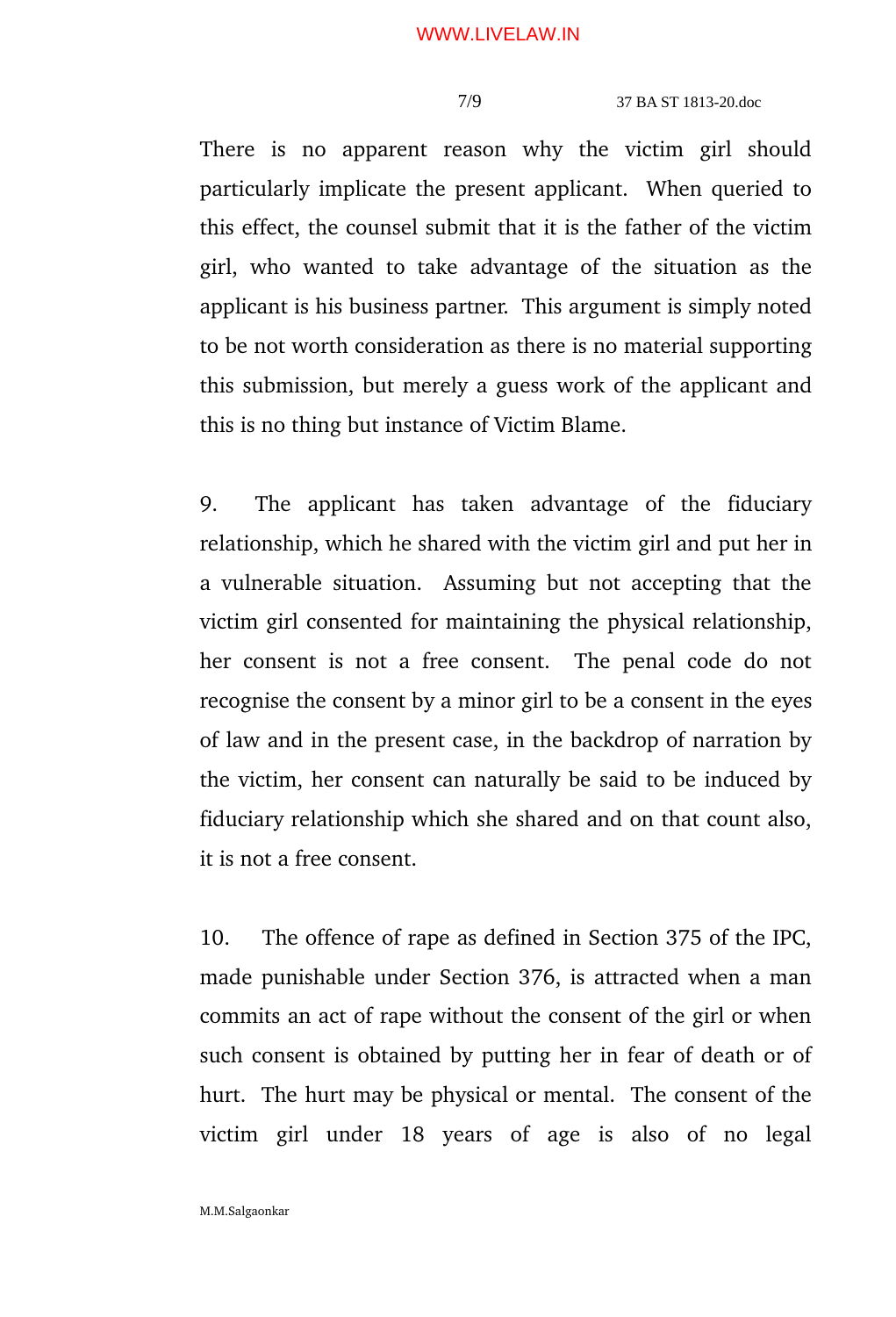There is no apparent reason why the victim girl should particularly implicate the present applicant. When queried to this effect, the counsel submit that it is the father of the victim girl, who wanted to take advantage of the situation as the applicant is his business partner. This argument is simply noted to be not worth consideration as there is no material supporting this submission, but merely a guess work of the applicant and this is no thing but instance of Victim Blame.

9. The applicant has taken advantage of the fiduciary relationship, which he shared with the victim girl and put her in a vulnerable situation. Assuming but not accepting that the victim girl consented for maintaining the physical relationship, her consent is not a free consent. The penal code do not recognise the consent by a minor girl to be a consent in the eyes of law and in the present case, in the backdrop of narration by the victim, her consent can naturally be said to be induced by fiduciary relationship which she shared and on that count also, it is not a free consent.

10. The offence of rape as defined in Section 375 of the IPC, made punishable under Section 376, is attracted when a man commits an act of rape without the consent of the girl or when such consent is obtained by putting her in fear of death or of hurt. The hurt may be physical or mental. The consent of the victim girl under 18 years of age is also of no legal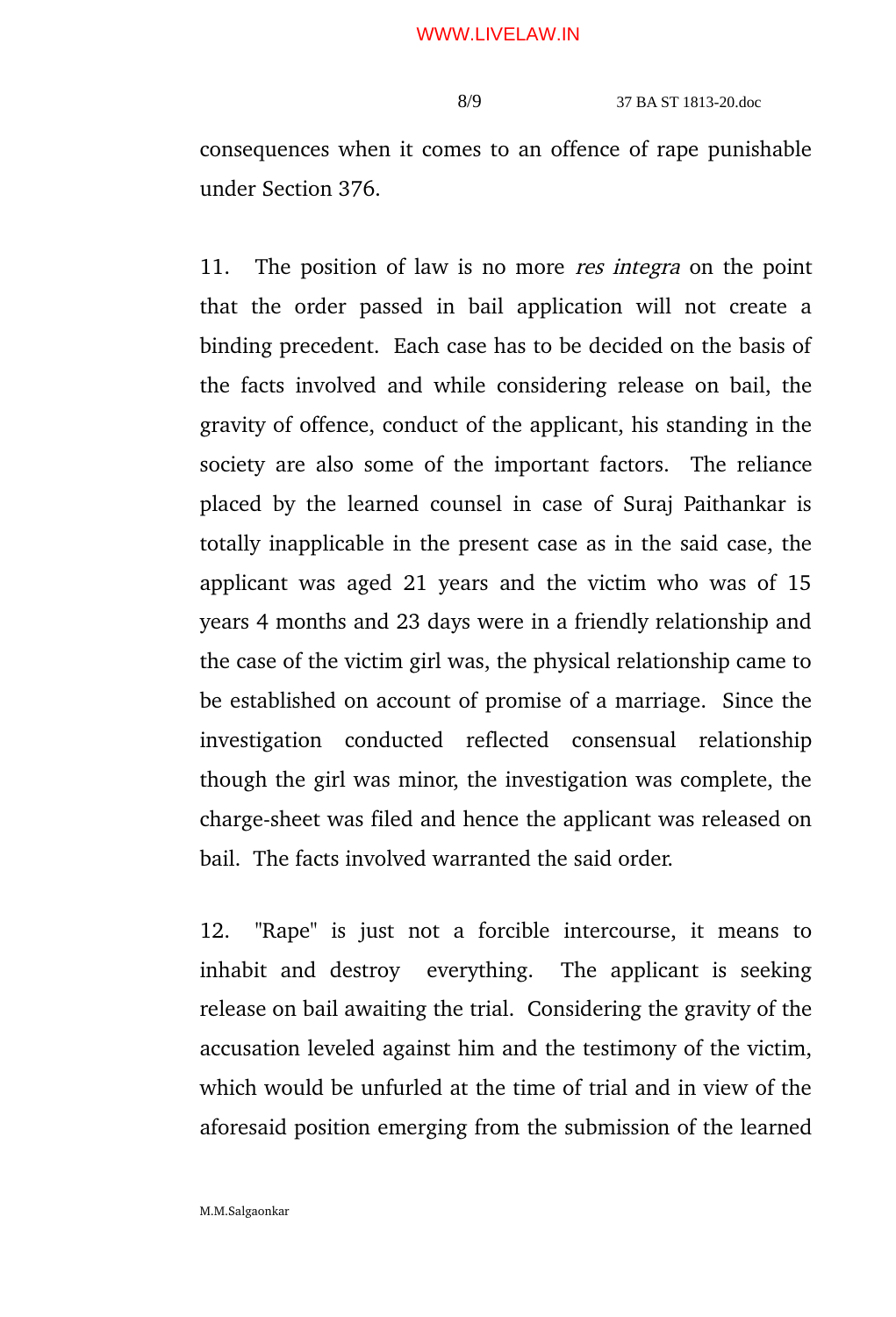consequences when it comes to an offence of rape punishable under Section 376.

11. The position of law is no more *res integra* on the point that the order passed in bail application will not create a binding precedent. Each case has to be decided on the basis of the facts involved and while considering release on bail, the gravity of offence, conduct of the applicant, his standing in the society are also some of the important factors. The reliance placed by the learned counsel in case of Suraj Paithankar is totally inapplicable in the present case as in the said case, the applicant was aged 21 years and the victim who was of 15 years 4 months and 23 days were in a friendly relationship and the case of the victim girl was, the physical relationship came to be established on account of promise of a marriage. Since the investigation conducted reflected consensual relationship though the girl was minor, the investigation was complete, the charge-sheet was filed and hence the applicant was released on bail. The facts involved warranted the said order.

12. "Rape" is just not a forcible intercourse, it means to inhabit and destroy everything. The applicant is seeking release on bail awaiting the trial. Considering the gravity of the accusation leveled against him and the testimony of the victim, which would be unfurled at the time of trial and in view of the aforesaid position emerging from the submission of the learned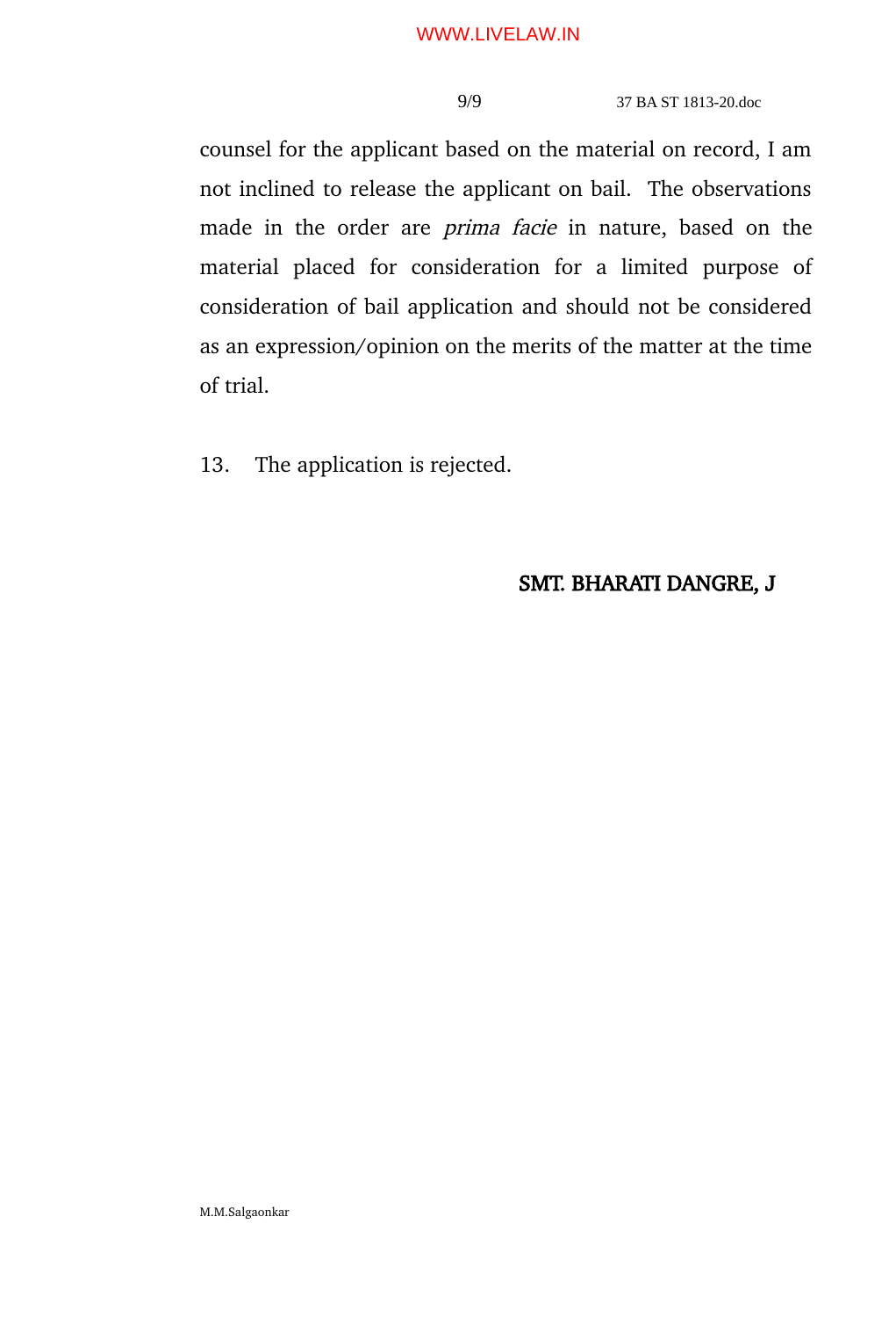counsel for the applicant based on the material on record, I am not inclined to release the applicant on bail. The observations made in the order are *prima facie* in nature, based on the material placed for consideration for a limited purpose of consideration of bail application and should not be considered as an expression/opinion on the merits of the matter at the time of trial.

13. The application is rejected.

**SMT. BHARATI DANGRE, J**

M.M.Salgaonkar